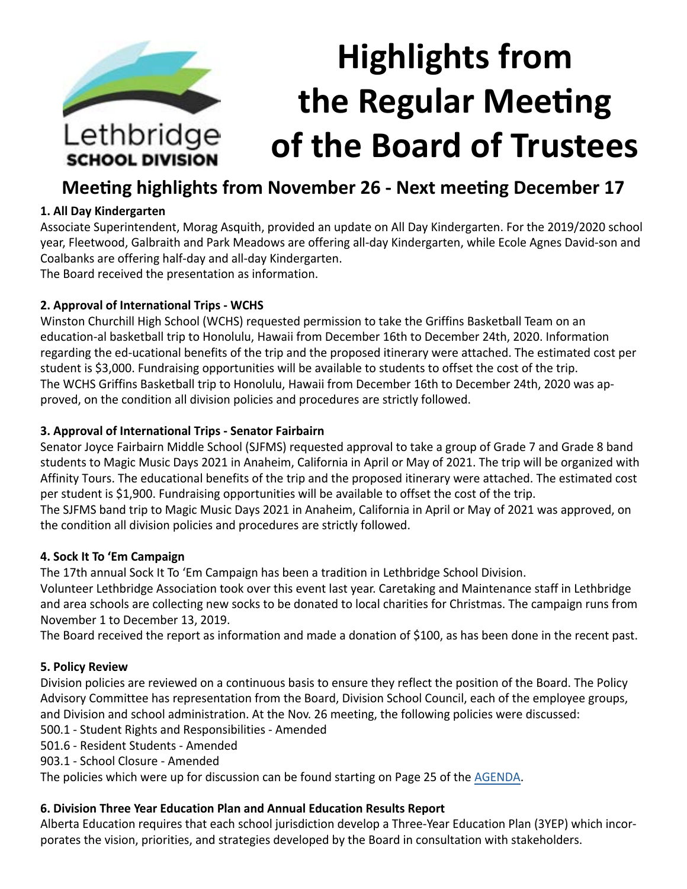Lethbridge SCHOOL DIVISION

# Highlights from the Regular Meeting of the Board of Trustees

## Meeting highlights from November 26 - Next meeting December 17

**1. All Day Kindergarten**

Associate Superintendent, Morag Asquith, provided an update on All Day Kindergarten. For the 2019/2020 school year, Fleetwood, Galbraith and Park Meadows are offering all-day Kindergarten, while Ecole Agnes David-son and Coalbanks are offering half-day and all-day Kindergarten.

The Board received the presentation as information.

**2. Approval of International Trips - WCHS**

Winston Churchill High School (WCHS) requested permission to take the Griffins Basketball Team on an education-al basketball trip to Honolulu, Hawaii from December 16th to December 24th, 2020. Information regarding the ed-ucational benefits of the trip and the proposed itinerary were attached. The estimated cost per student is $3,000. Fundraising opportunities will be available to students to offset the cost of the trip.

The WCHS Griffins Basketball trip to Honolulu, Hawaii from December 16th to December 24th, 2020 was ap-proved, on the condition all division policies and procedures are strictly followed.

**3. Approval of International Trips - Senator Fairbairn**

Senator Joyce Fairbairn Middle School (SJFMS) requested approval to take a group of Grade 7 and Grade 8 band students to Magic Music Days 2021 in Anaheim, California in April or May of 2021. The trip will be organized with Affinity Tours. The educational benefits of the trip and the proposed itinerary were attached. The estimated cost per student is $1,900. Fundraising opportunities will be available to offset the cost of the trip.

The SJFMS band trip to Magic Music Days 2021 in Anaheim, California in April or May of 2021 was approved, on the condition all division policies and procedures are strictly followed.

**4. Sock It To 'Em Campaign**

The 17th annual Sock It To 'Em Campaign has been a tradition in Lethbridge School Division.

Volunteer Lethbridge Association took over this event last year. Caretaking and Maintenance staff in Lethbridge and area schools are collecting new socks to be donated to local charities for Christmas. The campaign runs from November 1 to December 13, 2019.

The Board received the report as information and made a donation of $100, as has been done in the recent past.

**5. Policy Review**

Division policies are reviewed on a continuous basis to ensure they reflect the position of the Board. The Policy Advisory Committee has representation from the Board, Division School Council, each of the employee groups, and Division and school administration. At the Nov. 26 meeting, the following policies were discussed:

500.1 - Student Rights and Responsibilities - Amended

501.6 - Resident Students - Amended

903.1 - School Closure - Amended

The policies which were up for discussion can be found starting on Page 25 of the AGENDA.

**6. Division Three Year Education Plan and Annual Education Results Report**

Alberta Education requires that each school jurisdiction develop a Three-Year Education Plan (3YEP) which incor-porates the vision, priorities, and strategies developed by the Board in consultation with stakeholders.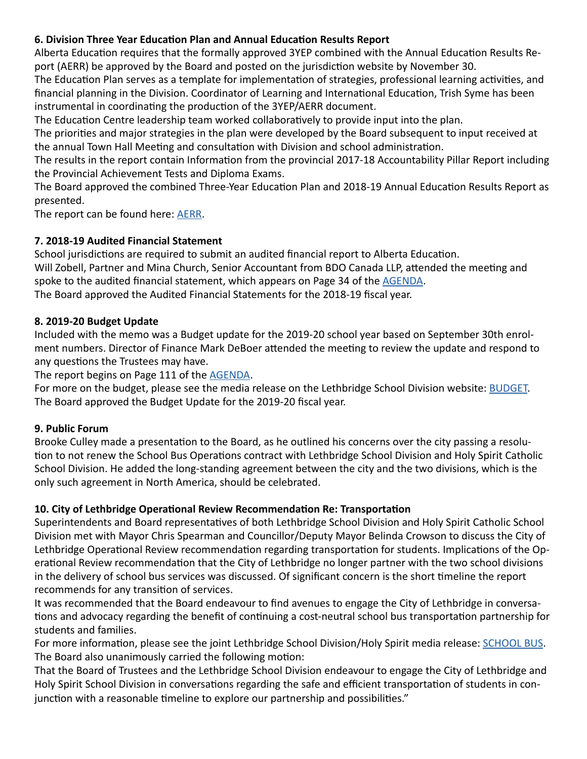**6. Division Three Year Education Plan and Annual Education Results Report**

Alberta Education requires that the formally approved 3YEP combined with the Annual Education Results Report (AERR) be approved by the Board and posted on the jurisdiction website by November 30.

The Education Plan serves as a template for implementation of strategies, professional learning activities, and financial planning in the Division. Coordinator of Learning and International Education, Trish Syme has been instrumental in coordinating the production of the 3YEP/AERR document.

The Education Centre leadership team worked collaboratively to provide input into the plan.

The priorities and major strategies in the plan were developed by the Board subsequent to input received at the annual Town Hall Meeting and consultation with Division and school administration.

The results in the report contain Information from the provincial 2017-18 Accountability Pillar Report including the Provincial Achievement Tests and Diploma Exams.

The Board approved the combined Three-Year Education Plan and 2018-19 Annual Education Results Report as presented.

The report can be found here: AERR.

**7. 2018-19 Audited Financial Statement**

School jurisdictions are required to submit an audited financial report to Alberta Education.

Will Zobell, Partner and Mina Church, Senior Accountant from BDO Canada LLP, attended the meeting and spoke to the audited financial statement, which appears on Page 34 of the AGENDA.

The Board approved the Audited Financial Statements for the 2018-19 fiscal year.

**8. 2019-20 Budget Update**

Included with the memo was a Budget update for the 2019-20 school year based on September 30th enrolment numbers. Director of Finance Mark DeBoer attended the meeting to review the update and respond to any questions the Trustees may have.

The report begins on Page 111 of the AGENDA.

For more on the budget, please see the media release on the Lethbridge School Division website: BUDGET.

The Board approved the Budget Update for the 2019-20 fiscal year.

**9. Public Forum**

Brooke Culley made a presentation to the Board, as he outlined his concerns over the city passing a resolution to not renew the School Bus Operations contract with Lethbridge School Division and Holy Spirit Catholic School Division. He added the long-standing agreement between the city and the two divisions, which is the only such agreement in North America, should be celebrated.

**10. City of Lethbridge Operational Review Recommendation Re: Transportation**

Superintendents and Board representatives of both Lethbridge School Division and Holy Spirit Catholic School Division met with Mayor Chris Spearman and Councillor/Deputy Mayor Belinda Crowson to discuss the City of Lethbridge Operational Review recommendation regarding transportation for students. Implications of the Operational Review recommendation that the City of Lethbridge no longer partner with the two school divisions in the delivery of school bus services was discussed. Of significant concern is the short timeline the report recommends for any transition of services.

It was recommended that the Board endeavour to find avenues to engage the City of Lethbridge in conversations and advocacy regarding the benefit of continuing a cost-neutral school bus transportation partnership for students and families.

For more information, please see the joint Lethbridge School Division/Holy Spirit media release: SCHOOL BUS.

The Board also unanimously carried the following motion:

That the Board of Trustees and the Lethbridge School Division endeavour to engage the City of Lethbridge and Holy Spirit School Division in conversations regarding the safe and efficient transportation of students in conjunction with a reasonable timeline to explore our partnership and possibilities."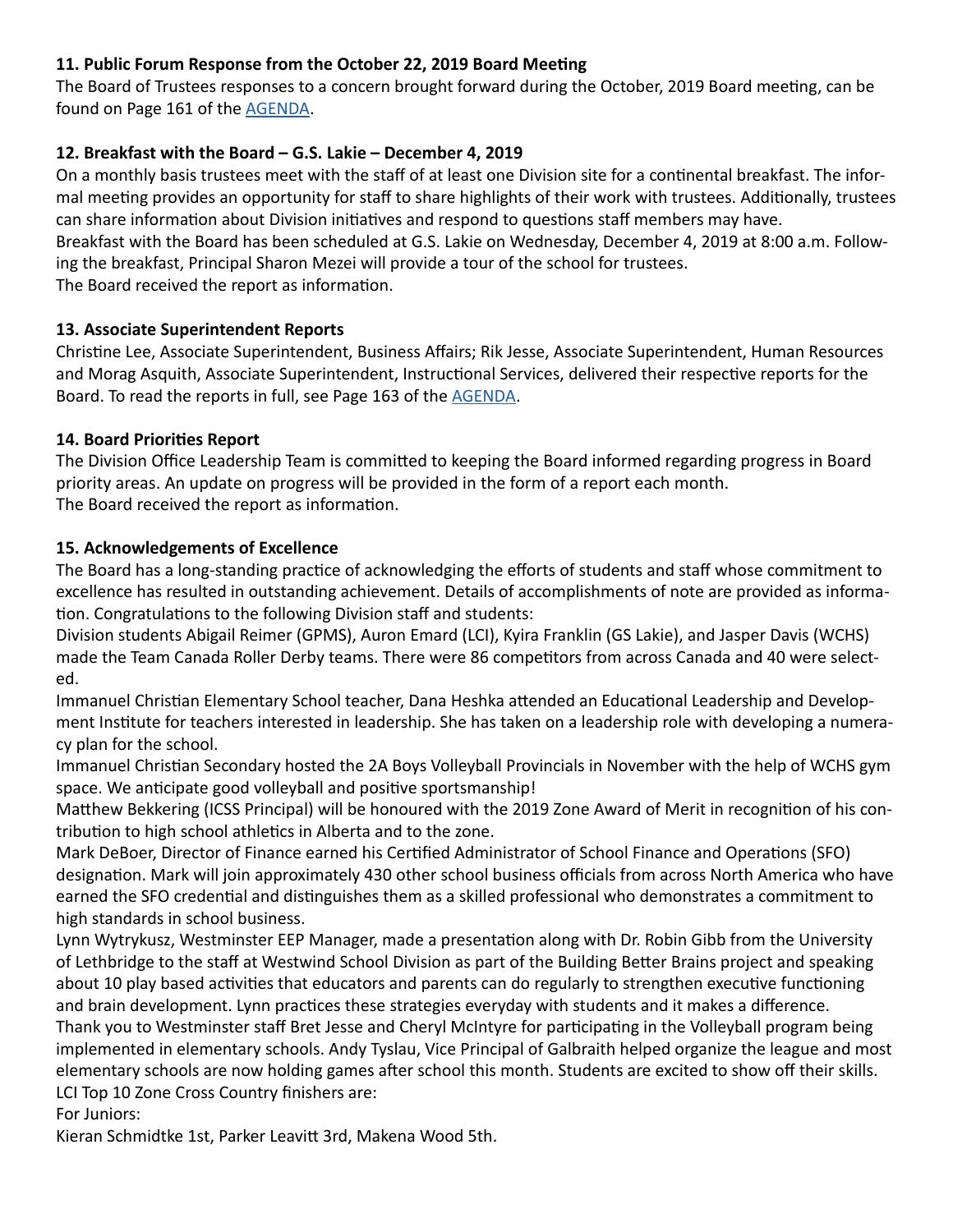### 11. Public Forum Response from the October 22, 2019 Board Meeting

The Board of Trustees responses to a concern brought forward during the October, 2019 Board meeting, can be found on Page 161 of the [AGENDA](AGENDA).

### 12. Breakfast with the Board – G.S. Lakie – December 4, 2019

On a monthly basis trustees meet with the staff of at least one Division site for a continental breakfast. The informal meeting provides an opportunity for staff to share highlights of their work with trustees. Additionally, trustees can share information about Division initiatives and respond to questions staff members may have.

Breakfast with the Board has been scheduled at G.S. Lakie on Wednesday, December 4, 2019 at 8:00 a.m. Following the breakfast, Principal Sharon Mezei will provide a tour of the school for trustees.

The Board received the report as information.

### 13. Associate Superintendent Reports

Christine Lee, Associate Superintendent, Business Affairs; Rik Jesse, Associate Superintendent, Human Resources and Morag Asquith, Associate Superintendent, Instructional Services, delivered their respective reports for the Board. To read the reports in full, see Page 163 of the [AGENDA](AGENDA).

### 14. Board Priorities Report

The Division Office Leadership Team is committed to keeping the Board informed regarding progress in Board priority areas. An update on progress will be provided in the form of a report each month.

The Board received the report as information.

### 15. Acknowledgements of Excellence

The Board has a long-standing practice of acknowledging the efforts of students and staff whose commitment to excellence has resulted in outstanding achievement. Details of accomplishments of note are provided as information. Congratulations to the following Division staff and students:

Division students Abigail Reimer (GPMS), Auron Emard (LCI), Kyira Franklin (GS Lakie), and Jasper Davis (WCHS) made the Team Canada Roller Derby teams. There were 86 competitors from across Canada and 40 were selected.

Immanuel Christian Elementary School teacher, Dana Heshka attended an Educational Leadership and Development Institute for teachers interested in leadership. She has taken on a leadership role with developing a numeracy plan for the school.

Immanuel Christian Secondary hosted the 2A Boys Volleyball Provincials in November with the help of WCHS gym space. We anticipate good volleyball and positive sportsmanship!

Matthew Bekkering (ICSS Principal) will be honoured with the 2019 Zone Award of Merit in recognition of his contribution to high school athletics in Alberta and to the zone.

Mark DeBoer, Director of Finance earned his Certified Administrator of School Finance and Operations (SFO) designation. Mark will join approximately 430 other school business officials from across North America who have earned the SFO credential and distinguishes them as a skilled professional who demonstrates a commitment to high standards in school business.

Lynn Wytrykusz, Westminster EEP Manager, made a presentation along with Dr. Robin Gibb from the University of Lethbridge to the staff at Westwind School Division as part of the Building Better Brains project and speaking about 10 play based activities that educators and parents can do regularly to strengthen executive functioning and brain development. Lynn practices these strategies everyday with students and it makes a difference.

Thank you to Westminster staff Bret Jesse and Cheryl McIntyre for participating in the Volleyball program being implemented in elementary schools. Andy Tyslau, Vice Principal of Galbraith helped organize the league and most elementary schools are now holding games after school this month. Students are excited to show off their skills.

LCI Top 10 Zone Cross Country finishers are:

For Juniors:

Kieran Schmidtke 1st, Parker Leavitt 3rd, Makena Wood 5th.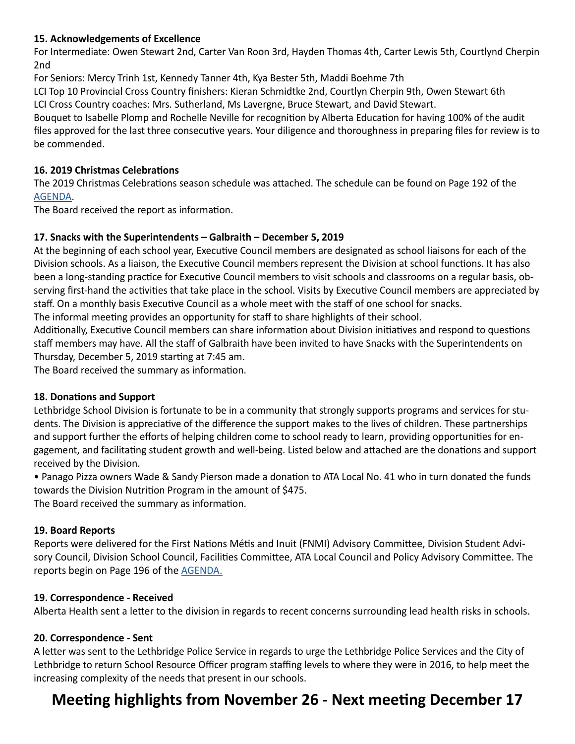**15. Acknowledgements of Excellence**

For Intermediate: Owen Stewart 2nd, Carter Van Roon 3rd, Hayden Thomas 4th, Carter Lewis 5th, Courtlynd Cherpin 2nd

For Seniors: Mercy Trinh 1st, Kennedy Tanner 4th, Kya Bester 5th, Maddi Boehme 7th

LCI Top 10 Provincial Cross Country finishers: Kieran Schmidtke 2nd, Courtlyn Cherpin 9th, Owen Stewart 6th

LCI Cross Country coaches: Mrs. Sutherland, Ms Lavergne, Bruce Stewart, and David Stewart.

Bouquet to Isabelle Plomp and Rochelle Neville for recognition by Alberta Education for having 100% of the audit files approved for the last three consecutive years. Your diligence and thoroughness in preparing files for review is to be commended.

**16. 2019 Christmas Celebrations**

The 2019 Christmas Celebrations season schedule was attached. The schedule can be found on Page 192 of the AGENDA.

The Board received the report as information.

**17. Snacks with the Superintendents – Galbraith – December 5, 2019**

At the beginning of each school year, Executive Council members are designated as school liaisons for each of the Division schools. As a liaison, the Executive Council members represent the Division at school functions. It has also been a long-standing practice for Executive Council members to visit schools and classrooms on a regular basis, observing first-hand the activities that take place in the school. Visits by Executive Council members are appreciated by staff. On a monthly basis Executive Council as a whole meet with the staff of one school for snacks.

The informal meeting provides an opportunity for staff to share highlights of their school.

Additionally, Executive Council members can share information about Division initiatives and respond to questions staff members may have. All the staff of Galbraith have been invited to have Snacks with the Superintendents on Thursday, December 5, 2019 starting at 7:45 am.

The Board received the summary as information.

**18. Donations and Support**

Lethbridge School Division is fortunate to be in a community that strongly supports programs and services for students. The Division is appreciative of the difference the support makes to the lives of children. These partnerships and support further the efforts of helping children come to school ready to learn, providing opportunities for engagement, and facilitating student growth and well-being. Listed below and attached are the donations and support received by the Division.

• Panago Pizza owners Wade & Sandy Pierson made a donation to ATA Local No. 41 who in turn donated the funds towards the Division Nutrition Program in the amount of $475.

The Board received the summary as information.

**19. Board Reports**

Reports were delivered for the First Nations Métis and Inuit (FNMI) Advisory Committee, Division Student Advisory Council, Division School Council, Facilities Committee, ATA Local Council and Policy Advisory Committee. The reports begin on Page 196 of the AGENDA.

**19. Correspondence - Received**

Alberta Health sent a letter to the division in regards to recent concerns surrounding lead health risks in schools.

**20. Correspondence - Sent**

A letter was sent to the Lethbridge Police Service in regards to urge the Lethbridge Police Services and the City of Lethbridge to return School Resource Officer program staffing levels to where they were in 2016, to help meet the increasing complexity of the needs that present in our schools.

# Meeting highlights from November 26 - Next meeting December 17